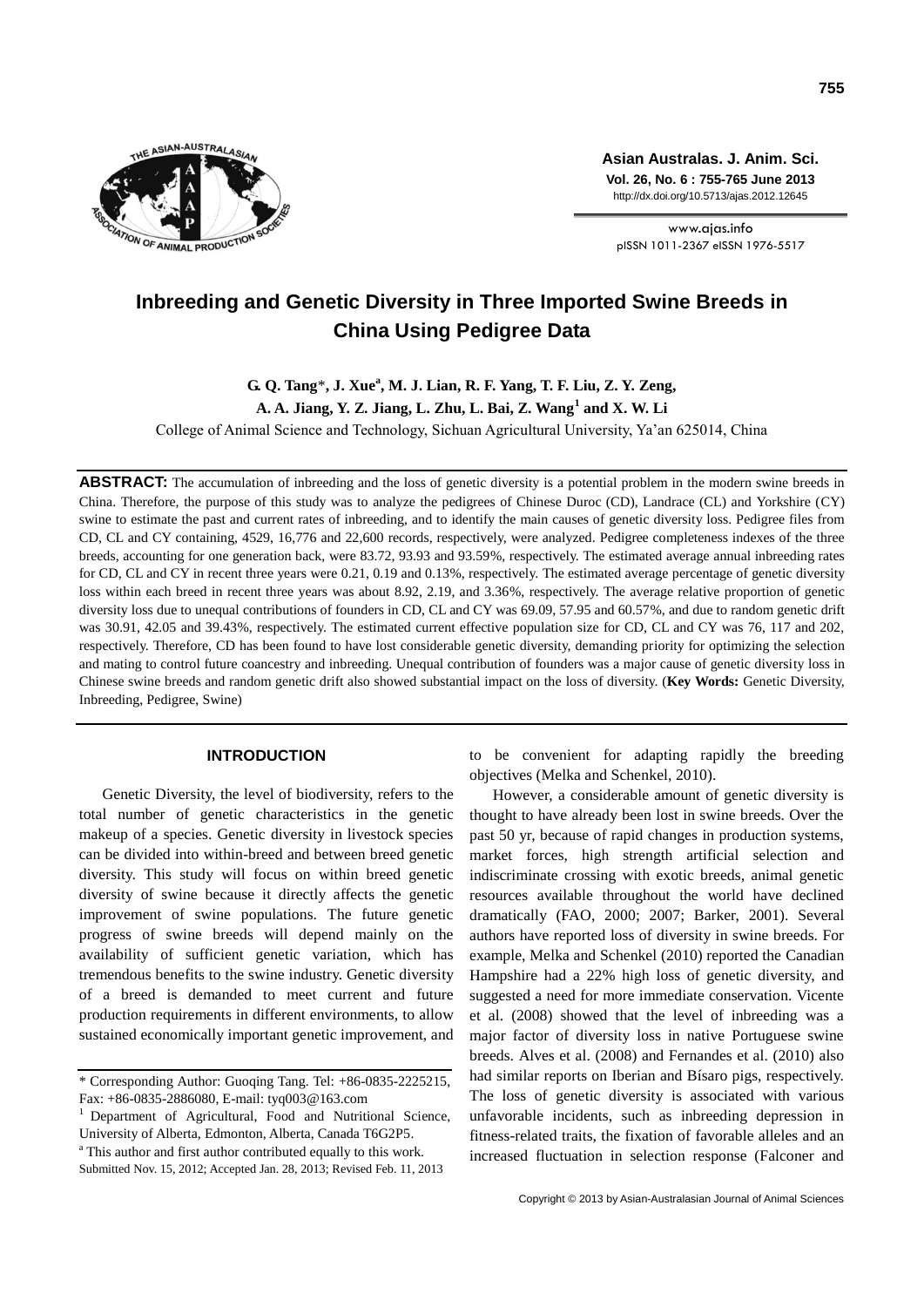# Inbreeding and Genetic Diversity in Three Imported Swine Breeds in China Using Pedigree Data

**G. Q. Tang***, **J. Xue**[a], **M. J. Lian, R. F. Yang, T. F. Liu, Z. Y. Zeng, A. A. Jiang, Y. Z. Jiang, L. Zhu, L. Bai, Z. Wang**[1] **and X. W. Li**

College of Animal Science and Technology, Sichuan Agricultural University, Ya'an 625014, China

**ABSTRACT:** The accumulation of inbreeding and the loss of genetic diversity is a potential problem in the modern swine breeds in China. Therefore, the purpose of this study was to analyze the pedigrees of Chinese Duroc (CD), Landrace (CL) and Yorkshire (CY) swine to estimate the past and current rates of inbreeding, and to identify the main causes of genetic diversity loss. Pedigree files from CD, CL and CY containing, 4529, 16,776 and 22,600 records, respectively, were analyzed. Pedigree completeness indexes of the three breeds, accounting for one generation back, were 83.72, 93.93 and 93.59%, respectively. The estimated average annual inbreeding rates for CD, CL and CY in recent three years were 0.21, 0.19 and 0.13%, respectively. The estimated average percentage of genetic diversity loss within each breed in recent three years was about 8.92, 2.19, and 3.36%, respectively. The average relative proportion of genetic diversity loss due to unequal contributions of founders in CD, CL and CY was 69.09, 57.95 and 60.57%, and due to random genetic drift was 30.91, 42.05 and 39.43%, respectively. The estimated current effective population size for CD, CL and CY was 76, 117 and 202, respectively. Therefore, CD has been found to have lost considerable genetic diversity, demanding priority for optimizing the selection and mating to control future coancestry and inbreeding. Unequal contribution of founders was a major cause of genetic diversity loss in Chinese swine breeds and random genetic drift also showed substantial impact on the loss of diversity. (**Key Words:** Genetic Diversity, Inbreeding, Pedigree, Swine)

## INTRODUCTION

Genetic Diversity, the level of biodiversity, refers to the total number of genetic characteristics in the genetic makeup of a species. Genetic diversity in livestock species can be divided into within-breed and between breed genetic diversity. This study will focus on within breed genetic diversity of swine because it directly affects the genetic improvement of swine populations. The future genetic progress of swine breeds will depend mainly on the availability of sufficient genetic variation, which has tremendous benefits to the swine industry. Genetic diversity of a breed is demanded to meet current and future production requirements in different environments, to allow sustained economically important genetic improvement, and to be convenient for adapting rapidly the breeding objectives (Melka and Schenkel, 2010).

However, a considerable amount of genetic diversity is thought to have already been lost in swine breeds. Over the past 50 yr, because of rapid changes in production systems, market forces, high strength artificial selection and indiscriminate crossing with exotic breeds, animal genetic resources available throughout the world have declined dramatically (FAO, 2000; 2007; Barker, 2001). Several authors have reported loss of diversity in swine breeds. For example, Melka and Schenkel (2010) reported the Canadian Hampshire had a 22% high loss of genetic diversity, and suggested a need for more immediate conservation. Vicente et al. (2008) showed that the level of inbreeding was a major factor of diversity loss in native Portuguese swine breeds. Alves et al. (2008) and Fernandes et al. (2010) also had similar reports on Iberian and Bísaro pigs, respectively. The loss of genetic diversity is associated with various unfavorable incidents, such as inbreeding depression in fitness-related traits, the fixation of favorable alleles and an increased fluctuation in selection response (Falconer and

---

\* Corresponding Author: Guoqing Tang. Tel: +86-0835-2225215, Fax: +86-0835-2886080, E-mail: tyq003@163.com

[1] Department of Agricultural, Food and Nutritional Science, University of Alberta, Edmonton, Alberta, Canada T6G2P5.

[a] This author and first author contributed equally to this work.

Submitted Nov. 15, 2012; Accepted Jan. 28, 2013; Revised Feb. 11, 2013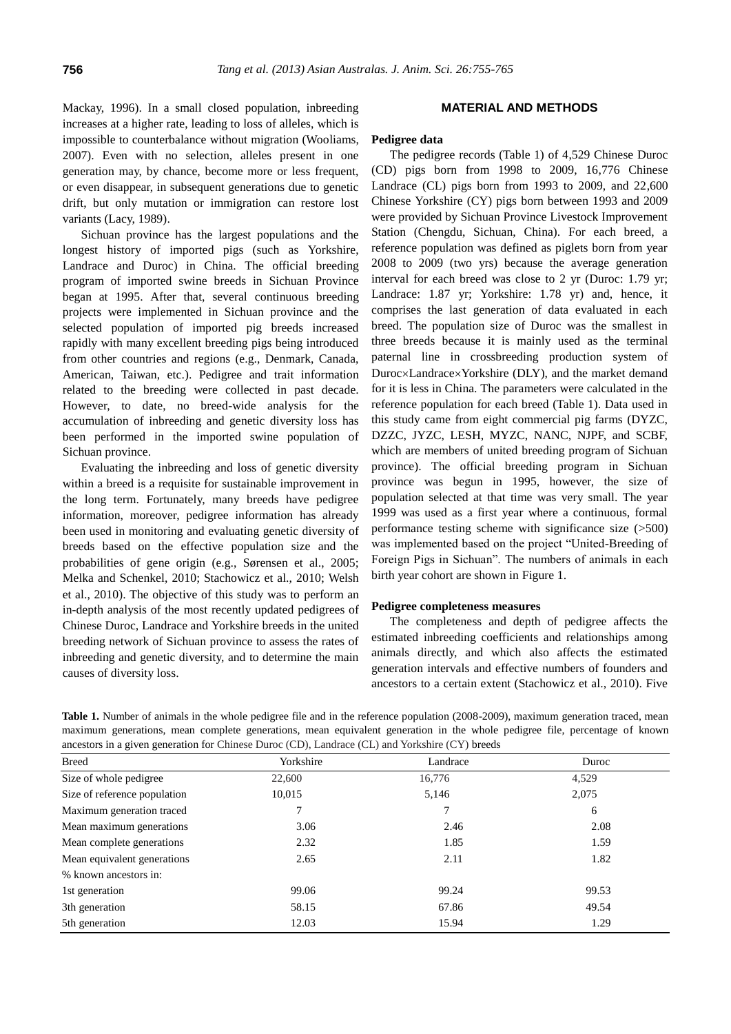Mackay, 1996). In a small closed population, inbreeding increases at a higher rate, leading to loss of alleles, which is impossible to counterbalance without migration (Wooliams, 2007). Even with no selection, alleles present in one generation may, by chance, become more or less frequent, or even disappear, in subsequent generations due to genetic drift, but only mutation or immigration can restore lost variants (Lacy, 1989).

Sichuan province has the largest populations and the longest history of imported pigs (such as Yorkshire, Landrace and Duroc) in China. The official breeding program of imported swine breeds in Sichuan Province began at 1995. After that, several continuous breeding projects were implemented in Sichuan province and the selected population of imported pig breeds increased rapidly with many excellent breeding pigs being introduced from other countries and regions (e.g., Denmark, Canada, American, Taiwan, etc.). Pedigree and trait information related to the breeding were collected in past decade. However, to date, no breed-wide analysis for the accumulation of inbreeding and genetic diversity loss has been performed in the imported swine population of Sichuan province.

Evaluating the inbreeding and loss of genetic diversity within a breed is a requisite for sustainable improvement in the long term. Fortunately, many breeds have pedigree information, moreover, pedigree information has already been used in monitoring and evaluating genetic diversity of breeds based on the effective population size and the probabilities of gene origin (e.g., Sørensen et al., 2005; Melka and Schenkel, 2010; Stachowicz et al., 2010; Welsh et al., 2010). The objective of this study was to perform an in-depth analysis of the most recently updated pedigrees of Chinese Duroc, Landrace and Yorkshire breeds in the united breeding network of Sichuan province to assess the rates of inbreeding and genetic diversity, and to determine the main causes of diversity loss.

## MATERIAL AND METHODS

### Pedigree data

The pedigree records (Table 1) of 4,529 Chinese Duroc (CD) pigs born from 1998 to 2009, 16,776 Chinese Landrace (CL) pigs born from 1993 to 2009, and 22,600 Chinese Yorkshire (CY) pigs born between 1993 and 2009 were provided by Sichuan Province Livestock Improvement Station (Chengdu, Sichuan, China). For each breed, a reference population was defined as piglets born from year 2008 to 2009 (two yrs) because the average generation interval for each breed was close to 2 yr (Duroc: 1.79 yr; Landrace: 1.87 yr; Yorkshire: 1.78 yr) and, hence, it comprises the last generation of data evaluated in each breed. The population size of Duroc was the smallest in three breeds because it is mainly used as the terminal paternal line in crossbreeding production system of Duroc×Landrace×Yorkshire (DLY), and the market demand for it is less in China. The parameters were calculated in the reference population for each breed (Table 1). Data used in this study came from eight commercial pig farms (DYZC, DZZC, JYZC, LESH, MYZC, NANC, NJPF, and SCBF, which are members of united breeding program of Sichuan province). The official breeding program in Sichuan province was begun in 1995, however, the size of population selected at that time was very small. The year 1999 was used as a first year where a continuous, formal performance testing scheme with significance size (>500) was implemented based on the project "United-Breeding of Foreign Pigs in Sichuan". The numbers of animals in each birth year cohort are shown in Figure 1.

### Pedigree completeness measures

The completeness and depth of pedigree affects the estimated inbreeding coefficients and relationships among animals directly, and which also affects the estimated generation intervals and effective numbers of founders and ancestors to a certain extent (Stachowicz et al., 2010). Five

**Table 1.** Number of animals in the whole pedigree file and in the reference population (2008-2009), maximum generation traced, mean maximum generations, mean complete generations, mean equivalent generation in the whole pedigree file, percentage of known ancestors in a given generation for Chinese Duroc (CD), Landrace (CL) and Yorkshire (CY) breeds

| Breed | Yorkshire | Landrace | Duroc |
|---|---|---|---|
| Size of whole pedigree | 22,600 | 16,776 | 4,529 |
| Size of reference population | 10,015 | 5,146 | 2,075 |
| Maximum generation traced | 7 | 7 | 6 |
| Mean maximum generations | 3.06 | 2.46 | 2.08 |
| Mean complete generations | 2.32 | 1.85 | 1.59 |
| Mean equivalent generations | 2.65 | 2.11 | 1.82 |
| % known ancestors in: | | | |
| 1st generation | 99.06 | 99.24 | 99.53 |
| 3th generation | 58.15 | 67.86 | 49.54 |
| 5th generation | 12.03 | 15.94 | 1.29 |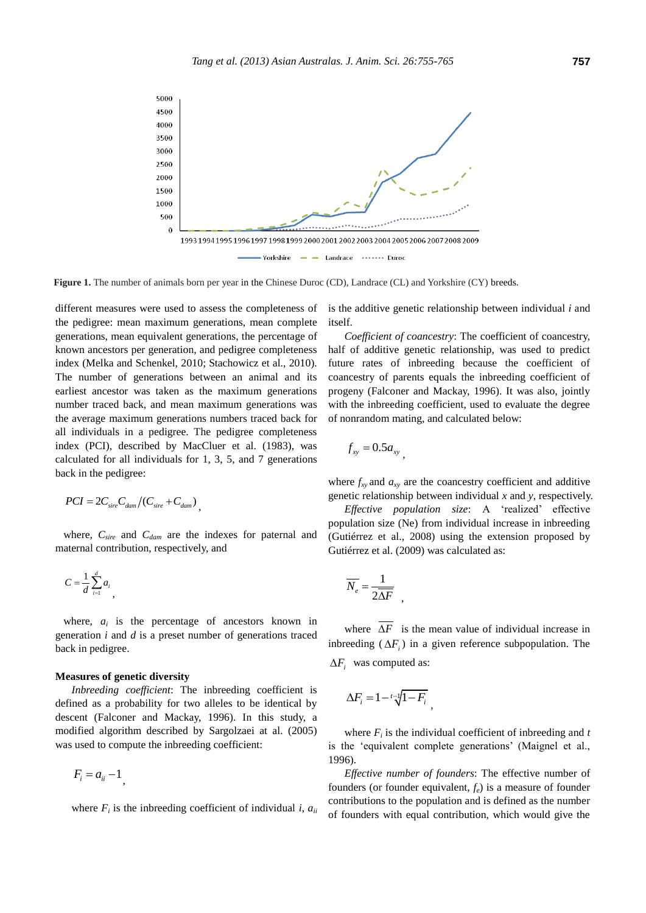**Figure 1.** The number of animals born per year in the Chinese Duroc (CD), Landrace (CL) and Yorkshire (CY) breeds.

different measures were used to assess the completeness of the pedigree: mean maximum generations, mean complete generations, mean equivalent generations, the percentage of known ancestors per generation, and pedigree completeness index (Melka and Schenkel, 2010; Stachowicz et al., 2010). The number of generations between an animal and its earliest ancestor was taken as the maximum generations number traced back, and mean maximum generations was the average maximum generations numbers traced back for all individuals in a pedigree. The pedigree completeness index (PCI), described by MacCluer et al. (1983), was calculated for all individuals for 1, 3, 5, and 7 generations back in the pedigree:

$$PCI = 2C_{sire}C_{dam}/(C_{sire}+C_{dam}),$$

where, $C_{sire}$ and $C_{dam}$ are the indexes for paternal and maternal contribution, respectively, and

$$C = \frac{1}{d}\sum_{i=1}^{d} a_i,$$

where, $a_i$ is the percentage of ancestors known in generation $i$ and $d$ is a preset number of generations traced back in pedigree.

### Measures of genetic diversity

*Inbreeding coefficient*: The inbreeding coefficient is defined as a probability for two alleles to be identical by descent (Falconer and Mackay, 1996). In this study, a modified algorithm described by Sargolzaei at al. (2005) was used to compute the inbreeding coefficient:

$$F_i = a_{ii} - 1,$$

where $F_i$ is the inbreeding coefficient of individual $i$, $a_{ii}$ is the additive genetic relationship between individual $i$ and itself.

*Coefficient of coancestry*: The coefficient of coancestry, half of additive genetic relationship, was used to predict future rates of inbreeding because the coefficient of coancestry of parents equals the inbreeding coefficient of progeny (Falconer and Mackay, 1996). It was also, jointly with the inbreeding coefficient, used to evaluate the degree of nonrandom mating, and calculated below:

$$f_{xy} = 0.5a_{xy},$$

where $f_{xy}$ and $a_{xy}$ are the coancestry coefficient and additive genetic relationship between individual $x$ and $y$, respectively.

*Effective population size*: A 'realized' effective population size (Ne) from individual increase in inbreeding (Gutiérrez et al., 2008) using the extension proposed by Gutiérrez et al. (2009) was calculated as:

$$\overline{N_e} = \frac{1}{2\overline{\Delta F}},$$

where $\overline{\Delta F}$ is the mean value of individual increase in inbreeding ($\Delta F_i$) in a given reference subpopulation. The $\Delta F_i$ was computed as:

$$\Delta F_i = 1 - \sqrt[t-1]{1-F_i},$$

where $F_i$ is the individual coefficient of inbreeding and $t$ is the 'equivalent complete generations' (Maignel et al., 1996).

*Effective number of founders*: The effective number of founders (or founder equivalent, $f_e$) is a measure of founder contributions to the population and is defined as the number of founders with equal contribution, which would give the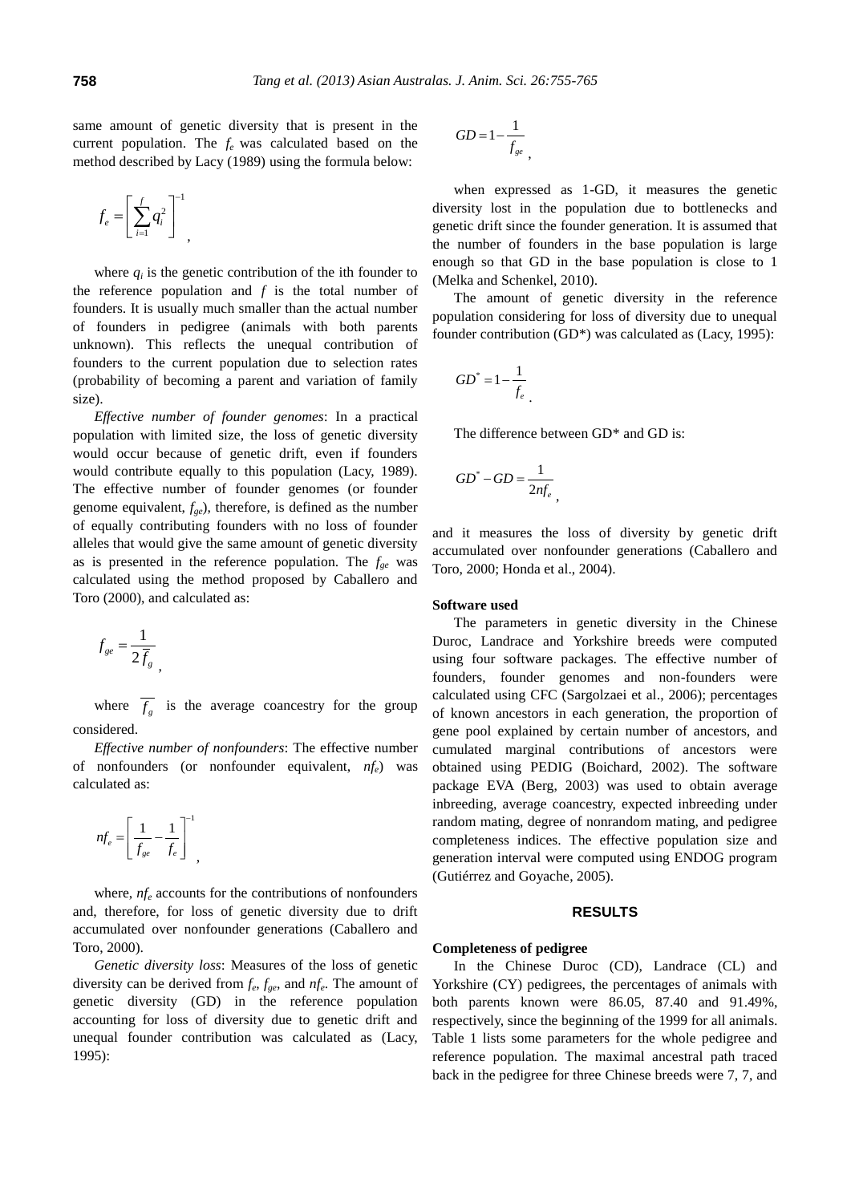same amount of genetic diversity that is present in the current population. The $f_e$ was calculated based on the method described by Lacy (1989) using the formula below:

$$f_e = \left[ \sum_{i=1}^{f} q_i^2 \right]^{-1},$$

where $q_i$ is the genetic contribution of the ith founder to the reference population and $f$ is the total number of founders. It is usually much smaller than the actual number of founders in pedigree (animals with both parents unknown). This reflects the unequal contribution of founders to the current population due to selection rates (probability of becoming a parent and variation of family size).

*Effective number of founder genomes*: In a practical population with limited size, the loss of genetic diversity would occur because of genetic drift, even if founders would contribute equally to this population (Lacy, 1989). The effective number of founder genomes (or founder genome equivalent, $f_{ge}$), therefore, is defined as the number of equally contributing founders with no loss of founder alleles that would give the same amount of genetic diversity as is presented in the reference population. The $f_{ge}$ was calculated using the method proposed by Caballero and Toro (2000), and calculated as:

$$f_{ge} = \frac{1}{2\overline{f_g}},$$

where $\overline{f_g}$ is the average coancestry for the group considered.

*Effective number of nonfounders*: The effective number of nonfounders (or nonfounder equivalent, $nf_e$) was calculated as:

$$nf_e = \left[ \frac{1}{f_{ge}} - \frac{1}{f_e} \right]^{-1},$$

where, $nf_e$ accounts for the contributions of nonfounders and, therefore, for loss of genetic diversity due to drift accumulated over nonfounder generations (Caballero and Toro, 2000).

*Genetic diversity loss*: Measures of the loss of genetic diversity can be derived from $f_e$, $f_{ge}$, and $nf_e$. The amount of genetic diversity (GD) in the reference population accounting for loss of diversity due to genetic drift and unequal founder contribution was calculated as (Lacy, 1995):

$$GD = 1 - \frac{1}{f_{ge}},$$

when expressed as 1-GD, it measures the genetic diversity lost in the population due to bottlenecks and genetic drift since the founder generation. It is assumed that the number of founders in the base population is large enough so that GD in the base population is close to 1 (Melka and Schenkel, 2010).

The amount of genetic diversity in the reference population considering for loss of diversity due to unequal founder contribution (GD*) was calculated as (Lacy, 1995):

$$GD^* = 1 - \frac{1}{f_e}.$$

The difference between GD* and GD is:

$$GD^* - GD = \frac{1}{2nf_e},$$

and it measures the loss of diversity by genetic drift accumulated over nonfounder generations (Caballero and Toro, 2000; Honda et al., 2004).

### Software used

The parameters in genetic diversity in the Chinese Duroc, Landrace and Yorkshire breeds were computed using four software packages. The effective number of founders, founder genomes and non-founders were calculated using CFC (Sargolzaei et al., 2006); percentages of known ancestors in each generation, the proportion of gene pool explained by certain number of ancestors, and cumulated marginal contributions of ancestors were obtained using PEDIG (Boichard, 2002). The software package EVA (Berg, 2003) was used to obtain average inbreeding, average coancestry, expected inbreeding under random mating, degree of nonrandom mating, and pedigree completeness indices. The effective population size and generation interval were computed using ENDOG program (Gutiérrez and Goyache, 2005).

## RESULTS

### Completeness of pedigree

In the Chinese Duroc (CD), Landrace (CL) and Yorkshire (CY) pedigrees, the percentages of animals with both parents known were 86.05, 87.40 and 91.49%, respectively, since the beginning of the 1999 for all animals. Table 1 lists some parameters for the whole pedigree and reference population. The maximal ancestral path traced back in the pedigree for three Chinese breeds were 7, 7, and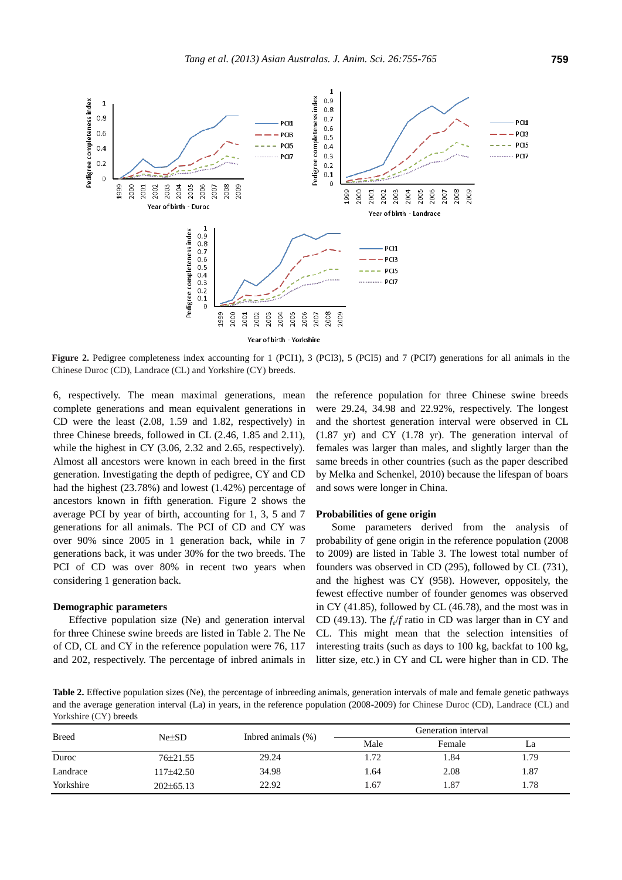**Figure 2.** Pedigree completeness index accounting for 1 (PCI1), 3 (PCI3), 5 (PCI5) and 7 (PCI7) generations for all animals in the Chinese Duroc (CD), Landrace (CL) and Yorkshire (CY) breeds.

6, respectively. The mean maximal generations, mean complete generations and mean equivalent generations in CD were the least (2.08, 1.59 and 1.82, respectively) in three Chinese breeds, followed in CL (2.46, 1.85 and 2.11), while the highest in CY (3.06, 2.32 and 2.65, respectively). Almost all ancestors were known in each breed in the first generation. Investigating the depth of pedigree, CY and CD had the highest (23.78%) and lowest (1.42%) percentage of ancestors known in fifth generation. Figure 2 shows the average PCI by year of birth, accounting for 1, 3, 5 and 7 generations for all animals. The PCI of CD and CY was over 90% since 2005 in 1 generation back, while in 7 generations back, it was under 30% for the two breeds. The PCI of CD was over 80% in recent two years when considering 1 generation back.

### Demographic parameters

Effective population size (Ne) and generation interval for three Chinese swine breeds are listed in Table 2. The Ne of CD, CL and CY in the reference population were 76, 117 and 202, respectively. The percentage of inbred animals in the reference population for three Chinese swine breeds were 29.24, 34.98 and 22.92%, respectively. The longest and the shortest generation interval were observed in CL (1.87 yr) and CY (1.78 yr). The generation interval of females was larger than males, and slightly larger than the same breeds in other countries (such as the paper described by Melka and Schenkel, 2010) because the lifespan of boars and sows were longer in China.

### Probabilities of gene origin

Some parameters derived from the analysis of probability of gene origin in the reference population (2008 to 2009) are listed in Table 3. The lowest total number of founders was observed in CD (295), followed by CL (731), and the highest was CY (958). However, oppositely, the fewest effective number of founder genomes was observed in CY (41.85), followed by CL (46.78), and the most was in CD (49.13). The $f_e/f$ ratio in CD was larger than in CY and CL. This might mean that the selection intensities of interesting traits (such as days to 100 kg, backfat to 100 kg, litter size, etc.) in CY and CL were higher than in CD. The

**Table 2.** Effective population sizes (Ne), the percentage of inbreeding animals, generation intervals of male and female genetic pathways and the average generation interval (La) in years, in the reference population (2008-2009) for Chinese Duroc (CD), Landrace (CL) and Yorkshire (CY) breeds

| Breed | Ne±SD | Inbred animals (%) | Generation interval | | |
|---|---|---|---|---|---|
| | | | Male | Female | La |
| Duroc | 76±21.55 | 29.24 | 1.72 | 1.84 | 1.79 |
| Landrace | 117±42.50 | 34.98 | 1.64 | 2.08 | 1.87 |
| Yorkshire | 202±65.13 | 22.92 | 1.67 | 1.87 | 1.78 |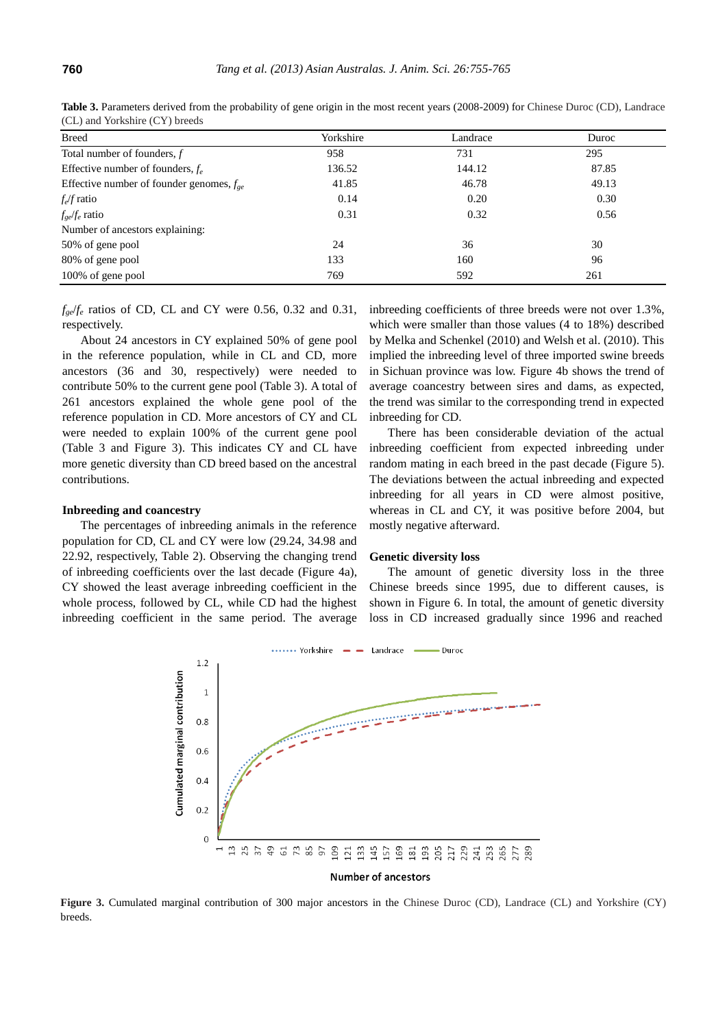**Table 3.** Parameters derived from the probability of gene origin in the most recent years (2008-2009) for Chinese Duroc (CD), Landrace (CL) and Yorkshire (CY) breeds

| Breed | Yorkshire | Landrace | Duroc |
|---|---|---|---|
| Total number of founders, $f$ | 958 | 731 | 295 |
| Effective number of founders, $f_e$ | 136.52 | 144.12 | 87.85 |
| Effective number of founder genomes, $f_{ge}$ | 41.85 | 46.78 | 49.13 |
| $f_e/f$ ratio | 0.14 | 0.20 | 0.30 |
| $f_{ge}/f_e$ ratio | 0.31 | 0.32 | 0.56 |
| Number of ancestors explaining: | | | |
| 50% of gene pool | 24 | 36 | 30 |
| 80% of gene pool | 133 | 160 | 96 |
| 100% of gene pool | 769 | 592 | 261 |

$f_{ge}/f_e$ ratios of CD, CL and CY were 0.56, 0.32 and 0.31, respectively.

About 24 ancestors in CY explained 50% of gene pool in the reference population, while in CL and CD, more ancestors (36 and 30, respectively) were needed to contribute 50% to the current gene pool (Table 3). A total of 261 ancestors explained the whole gene pool of the reference population in CD. More ancestors of CY and CL were needed to explain 100% of the current gene pool (Table 3 and Figure 3). This indicates CY and CL have more genetic diversity than CD breed based on the ancestral contributions.

### Inbreeding and coancestry

The percentages of inbreeding animals in the reference population for CD, CL and CY were low (29.24, 34.98 and 22.92, respectively, Table 2). Observing the changing trend of inbreeding coefficients over the last decade (Figure 4a), CY showed the least average inbreeding coefficient in the whole process, followed by CL, while CD had the highest inbreeding coefficient in the same period. The average inbreeding coefficients of three breeds were not over 1.3%, which were smaller than those values (4 to 18%) described by Melka and Schenkel (2010) and Welsh et al. (2010). This implied the inbreeding level of three imported swine breeds in Sichuan province was low. Figure 4b shows the trend of average coancestry between sires and dams, as expected, the trend was similar to the corresponding trend in expected inbreeding for CD.

There has been considerable deviation of the actual inbreeding coefficient from expected inbreeding under random mating in each breed in the past decade (Figure 5). The deviations between the actual inbreeding and expected inbreeding for all years in CD were almost positive, whereas in CL and CY, it was positive before 2004, but mostly negative afterward.

### Genetic diversity loss

The amount of genetic diversity loss in the three Chinese breeds since 1995, due to different causes, is shown in Figure 6. In total, the amount of genetic diversity loss in CD increased gradually since 1996 and reached

**Figure 3.** Cumulated marginal contribution of 300 major ancestors in the Chinese Duroc (CD), Landrace (CL) and Yorkshire (CY) breeds.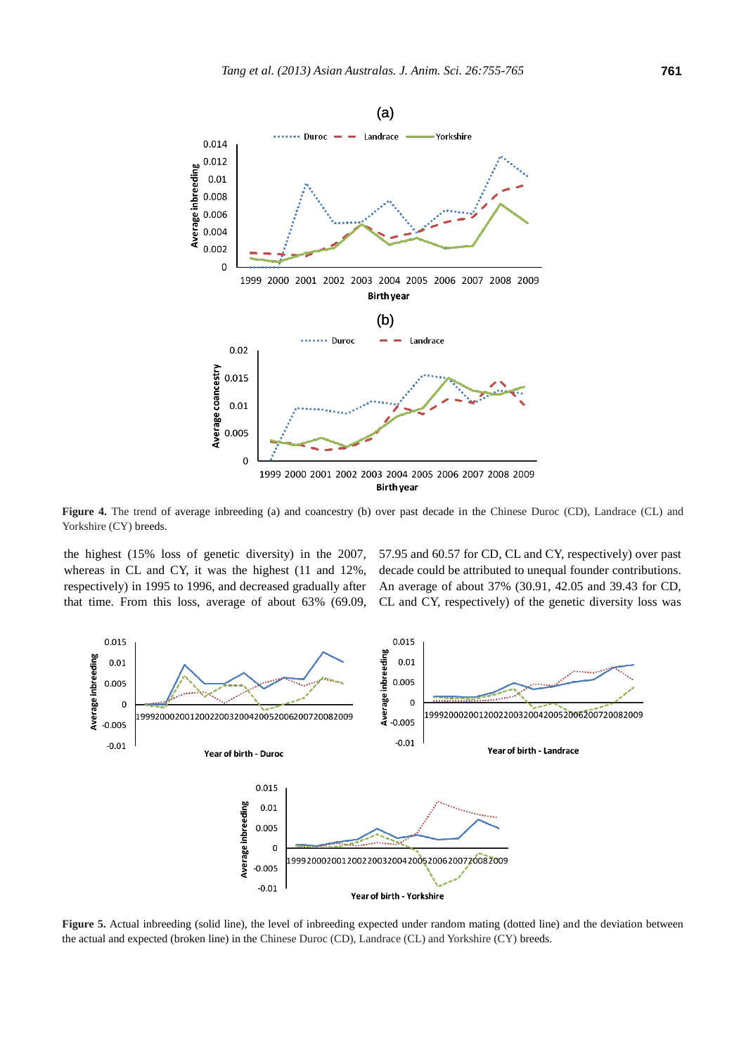**Figure 4.** The trend of average inbreeding (a) and coancestry (b) over past decade in the Chinese Duroc (CD), Landrace (CL) and Yorkshire (CY) breeds.

the highest (15% loss of genetic diversity) in the 2007, whereas in CL and CY, it was the highest (11 and 12%, respectively) in 1995 to 1996, and decreased gradually after that time. From this loss, average of about 63% (69.09, 57.95 and 60.57 for CD, CL and CY, respectively) over past decade could be attributed to unequal founder contributions. An average of about 37% (30.91, 42.05 and 39.43 for CD, CL and CY, respectively) of the genetic diversity loss was

**Figure 5.** Actual inbreeding (solid line), the level of inbreeding expected under random mating (dotted line) and the deviation between the actual and expected (broken line) in the Chinese Duroc (CD), Landrace (CL) and Yorkshire (CY) breeds.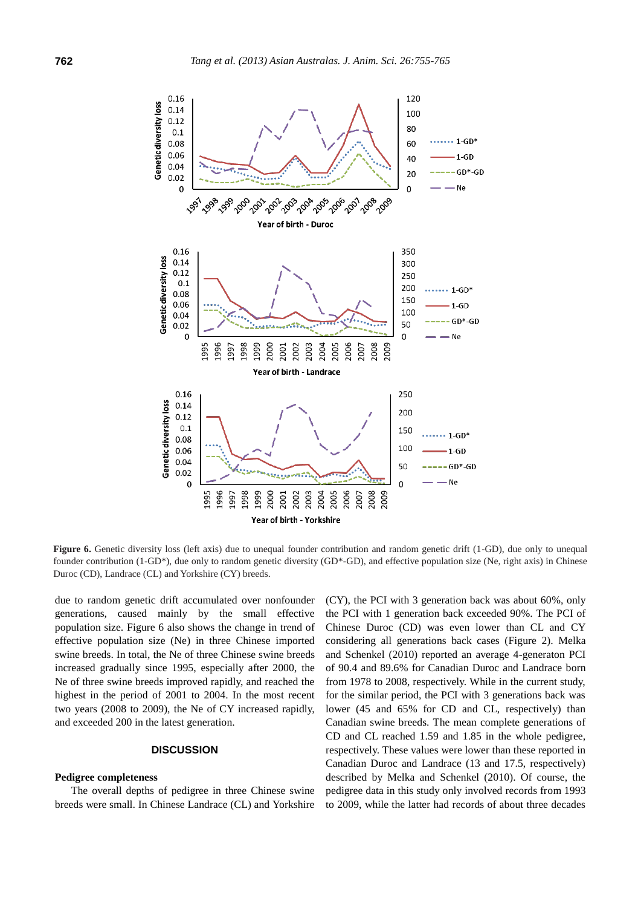**Figure 6.** Genetic diversity loss (left axis) due to unequal founder contribution and random genetic drift (1-GD), due only to unequal founder contribution (1-GD*), due only to random genetic diversity (GD*-GD), and effective population size (Ne, right axis) in Chinese Duroc (CD), Landrace (CL) and Yorkshire (CY) breeds.

due to random genetic drift accumulated over nonfounder generations, caused mainly by the small effective population size. Figure 6 also shows the change in trend of effective population size (Ne) in three Chinese imported swine breeds. In total, the Ne of three Chinese swine breeds increased gradually since 1995, especially after 2000, the Ne of three swine breeds improved rapidly, and reached the highest in the period of 2001 to 2004. In the most recent two years (2008 to 2009), the Ne of CY increased rapidly, and exceeded 200 in the latest generation.

## DISCUSSION

### Pedigree completeness

The overall depths of pedigree in three Chinese swine breeds were small. In Chinese Landrace (CL) and Yorkshire (CY), the PCI with 3 generation back was about 60%, only the PCI with 1 generation back exceeded 90%. The PCI of Chinese Duroc (CD) was even lower than CL and CY considering all generations back cases (Figure 2). Melka and Schenkel (2010) reported an average 4-generaton PCI of 90.4 and 89.6% for Canadian Duroc and Landrace born from 1978 to 2008, respectively. While in the current study, for the similar period, the PCI with 3 generations back was lower (45 and 65% for CD and CL, respectively) than Canadian swine breeds. The mean complete generations of CD and CL reached 1.59 and 1.85 in the whole pedigree, respectively. These values were lower than these reported in Canadian Duroc and Landrace (13 and 17.5, respectively) described by Melka and Schenkel (2010). Of course, the pedigree data in this study only involved records from 1993 to 2009, while the latter had records of about three decades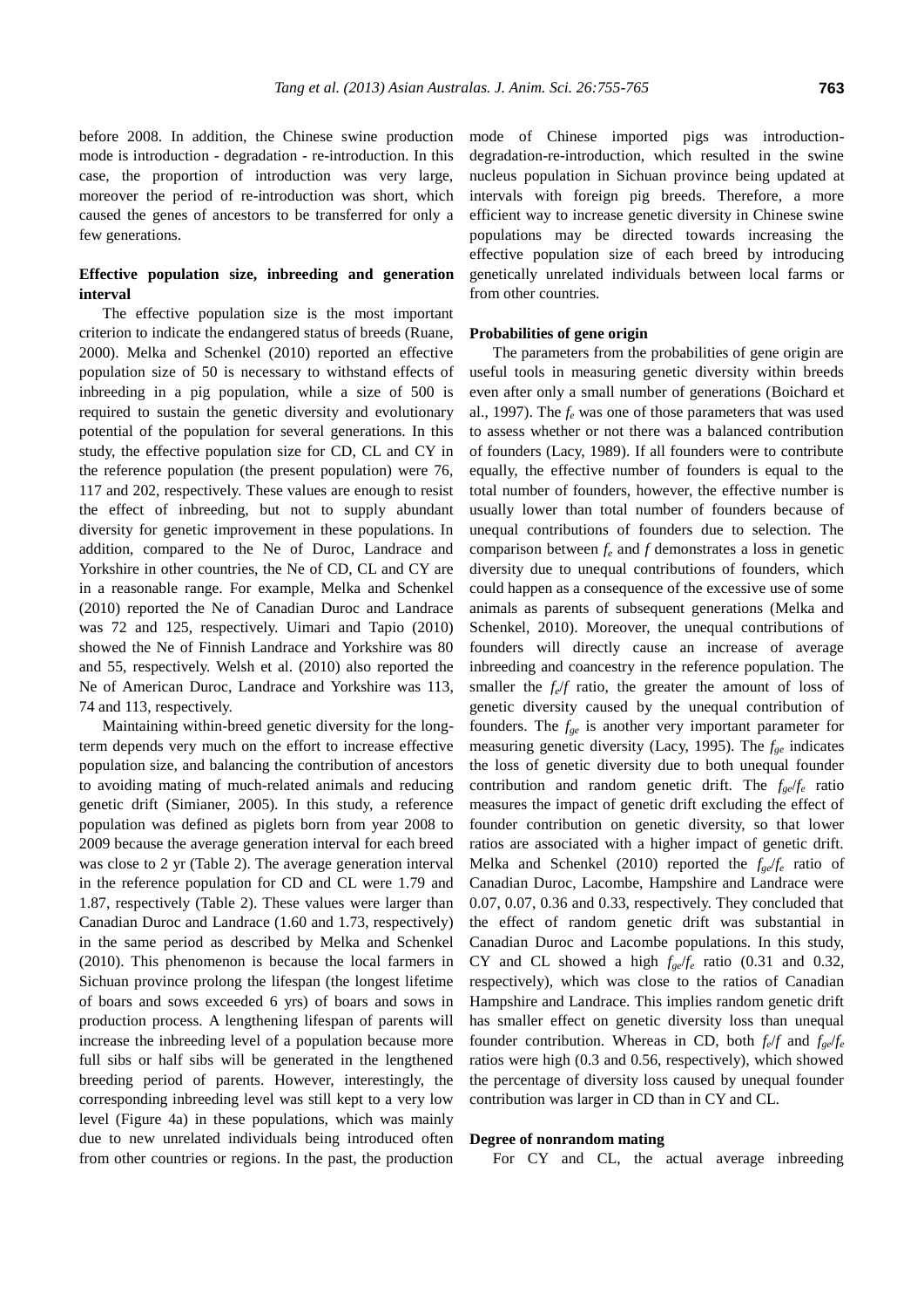before 2008. In addition, the Chinese swine production mode is introduction - degradation - re-introduction. In this case, the proportion of introduction was very large, moreover the period of re-introduction was short, which caused the genes of ancestors to be transferred for only a few generations.

**Effective population size, inbreeding and generation interval**

The effective population size is the most important criterion to indicate the endangered status of breeds (Ruane, 2000). Melka and Schenkel (2010) reported an effective population size of 50 is necessary to withstand effects of inbreeding in a pig population, while a size of 500 is required to sustain the genetic diversity and evolutionary potential of the population for several generations. In this study, the effective population size for CD, CL and CY in the reference population (the present population) were 76, 117 and 202, respectively. These values are enough to resist the effect of inbreeding, but not to supply abundant diversity for genetic improvement in these populations. In addition, compared to the Ne of Duroc, Landrace and Yorkshire in other countries, the Ne of CD, CL and CY are in a reasonable range. For example, Melka and Schenkel (2010) reported the Ne of Canadian Duroc and Landrace was 72 and 125, respectively. Uimari and Tapio (2010) showed the Ne of Finnish Landrace and Yorkshire was 80 and 55, respectively. Welsh et al. (2010) also reported the Ne of American Duroc, Landrace and Yorkshire was 113, 74 and 113, respectively.

Maintaining within-breed genetic diversity for the long-term depends very much on the effort to increase effective population size, and balancing the contribution of ancestors to avoiding mating of much-related animals and reducing genetic drift (Simianer, 2005). In this study, a reference population was defined as piglets born from year 2008 to 2009 because the average generation interval for each breed was close to 2 yr (Table 2). The average generation interval in the reference population for CD and CL were 1.79 and 1.87, respectively (Table 2). These values were larger than Canadian Duroc and Landrace (1.60 and 1.73, respectively) in the same period as described by Melka and Schenkel (2010). This phenomenon is because the local farmers in Sichuan province prolong the lifespan (the longest lifetime of boars and sows exceeded 6 yrs) of boars and sows in production process. A lengthening lifespan of parents will increase the inbreeding level of a population because more full sibs or half sibs will be generated in the lengthened breeding period of parents. However, interestingly, the corresponding inbreeding level was still kept to a very low level (Figure 4a) in these populations, which was mainly due to new unrelated individuals being introduced often from other countries or regions. In the past, the production mode of Chinese imported pigs was introduction-degradation-re-introduction, which resulted in the swine nucleus population in Sichuan province being updated at intervals with foreign pig breeds. Therefore, a more efficient way to increase genetic diversity in Chinese swine populations may be directed towards increasing the effective population size of each breed by introducing genetically unrelated individuals between local farms or from other countries.

**Probabilities of gene origin**

The parameters from the probabilities of gene origin are useful tools in measuring genetic diversity within breeds even after only a small number of generations (Boichard et al., 1997). The $f_e$ was one of those parameters that was used to assess whether or not there was a balanced contribution of founders (Lacy, 1989). If all founders were to contribute equally, the effective number of founders is equal to the total number of founders, however, the effective number is usually lower than total number of founders because of unequal contributions of founders due to selection. The comparison between $f_e$ and $f$ demonstrates a loss in genetic diversity due to unequal contributions of founders, which could happen as a consequence of the excessive use of some animals as parents of subsequent generations (Melka and Schenkel, 2010). Moreover, the unequal contributions of founders will directly cause an increase of average inbreeding and coancestry in the reference population. The smaller the $f_e/f$ ratio, the greater the amount of loss of genetic diversity caused by the unequal contribution of founders. The $f_{ge}$ is another very important parameter for measuring genetic diversity (Lacy, 1995). The $f_{ge}$ indicates the loss of genetic diversity due to both unequal founder contribution and random genetic drift. The $f_{ge}/f_e$ ratio measures the impact of genetic drift excluding the effect of founder contribution on genetic diversity, so that lower ratios are associated with a higher impact of genetic drift. Melka and Schenkel (2010) reported the $f_{ge}/f_e$ ratio of Canadian Duroc, Lacombe, Hampshire and Landrace were 0.07, 0.07, 0.36 and 0.33, respectively. They concluded that the effect of random genetic drift was substantial in Canadian Duroc and Lacombe populations. In this study, CY and CL showed a high $f_{ge}/f_e$ ratio (0.31 and 0.32, respectively), which was close to the ratios of Canadian Hampshire and Landrace. This implies random genetic drift has smaller effect on genetic diversity loss than unequal founder contribution. Whereas in CD, both $f_e/f$ and $f_{ge}/f_e$ ratios were high (0.3 and 0.56, respectively), which showed the percentage of diversity loss caused by unequal founder contribution was larger in CD than in CY and CL.

**Degree of nonrandom mating**

For CY and CL, the actual average inbreeding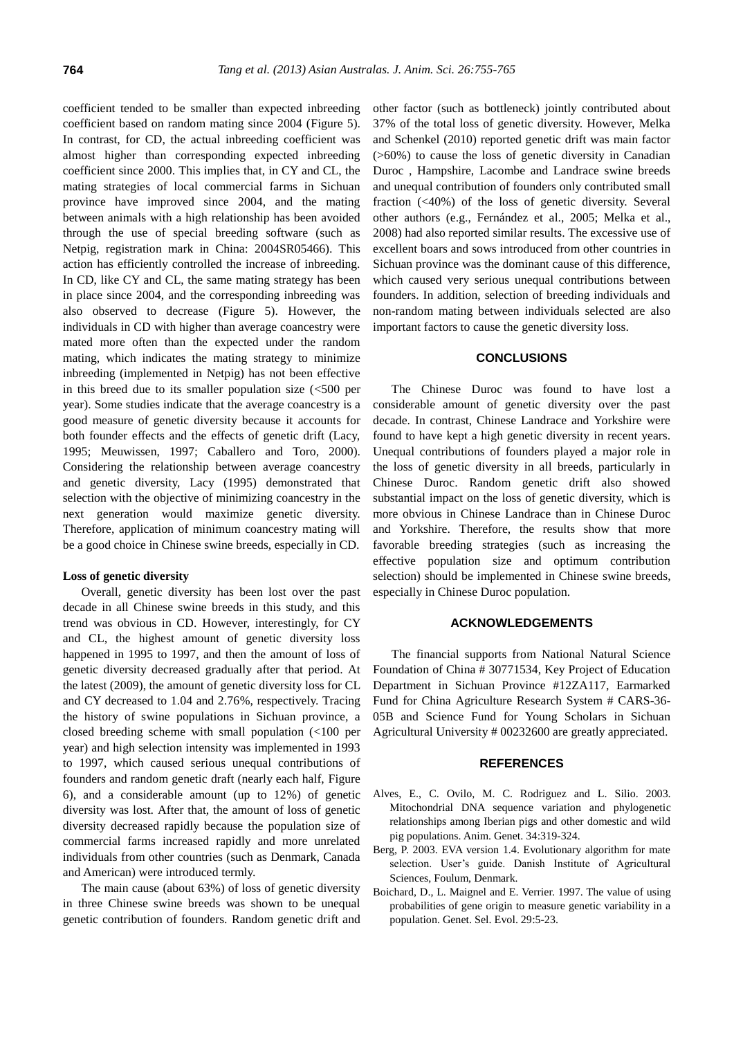coefficient tended to be smaller than expected inbreeding coefficient based on random mating since 2004 (Figure 5). In contrast, for CD, the actual inbreeding coefficient was almost higher than corresponding expected inbreeding coefficient since 2000. This implies that, in CY and CL, the mating strategies of local commercial farms in Sichuan province have improved since 2004, and the mating between animals with a high relationship has been avoided through the use of special breeding software (such as Netpig, registration mark in China: 2004SR05466). This action has efficiently controlled the increase of inbreeding. In CD, like CY and CL, the same mating strategy has been in place since 2004, and the corresponding inbreeding was also observed to decrease (Figure 5). However, the individuals in CD with higher than average coancestry were mated more often than the expected under the random mating, which indicates the mating strategy to minimize inbreeding (implemented in Netpig) has not been effective in this breed due to its smaller population size (<500 per year). Some studies indicate that the average coancestry is a good measure of genetic diversity because it accounts for both founder effects and the effects of genetic drift (Lacy, 1995; Meuwissen, 1997; Caballero and Toro, 2000). Considering the relationship between average coancestry and genetic diversity, Lacy (1995) demonstrated that selection with the objective of minimizing coancestry in the next generation would maximize genetic diversity. Therefore, application of minimum coancestry mating will be a good choice in Chinese swine breeds, especially in CD.

**Loss of genetic diversity**

Overall, genetic diversity has been lost over the past decade in all Chinese swine breeds in this study, and this trend was obvious in CD. However, interestingly, for CY and CL, the highest amount of genetic diversity loss happened in 1995 to 1997, and then the amount of loss of genetic diversity decreased gradually after that period. At the latest (2009), the amount of genetic diversity loss for CL and CY decreased to 1.04 and 2.76%, respectively. Tracing the history of swine populations in Sichuan province, a closed breeding scheme with small population (<100 per year) and high selection intensity was implemented in 1993 to 1997, which caused serious unequal contributions of founders and random genetic draft (nearly each half, Figure 6), and a considerable amount (up to 12%) of genetic diversity was lost. After that, the amount of loss of genetic diversity decreased rapidly because the population size of commercial farms increased rapidly and more unrelated individuals from other countries (such as Denmark, Canada and American) were introduced termly.

The main cause (about 63%) of loss of genetic diversity in three Chinese swine breeds was shown to be unequal genetic contribution of founders. Random genetic drift and other factor (such as bottleneck) jointly contributed about 37% of the total loss of genetic diversity. However, Melka and Schenkel (2010) reported genetic drift was main factor (>60%) to cause the loss of genetic diversity in Canadian Duroc , Hampshire, Lacombe and Landrace swine breeds and unequal contribution of founders only contributed small fraction (<40%) of the loss of genetic diversity. Several other authors (e.g., Fernández et al., 2005; Melka et al., 2008) had also reported similar results. The excessive use of excellent boars and sows introduced from other countries in Sichuan province was the dominant cause of this difference, which caused very serious unequal contributions between founders. In addition, selection of breeding individuals and non-random mating between individuals selected are also important factors to cause the genetic diversity loss.

## CONCLUSIONS

The Chinese Duroc was found to have lost a considerable amount of genetic diversity over the past decade. In contrast, Chinese Landrace and Yorkshire were found to have kept a high genetic diversity in recent years. Unequal contributions of founders played a major role in the loss of genetic diversity in all breeds, particularly in Chinese Duroc. Random genetic drift also showed substantial impact on the loss of genetic diversity, which is more obvious in Chinese Landrace than in Chinese Duroc and Yorkshire. Therefore, the results show that more favorable breeding strategies (such as increasing the effective population size and optimum contribution selection) should be implemented in Chinese swine breeds, especially in Chinese Duroc population.

## ACKNOWLEDGEMENTS

The financial supports from National Natural Science Foundation of China # 30771534, Key Project of Education Department in Sichuan Province #12ZA117, Earmarked Fund for China Agriculture Research System # CARS-36-05B and Science Fund for Young Scholars in Sichuan Agricultural University # 00232600 are greatly appreciated.

## REFERENCES

Alves, E., C. Ovilo, M. C. Rodriguez and L. Silio. 2003. Mitochondrial DNA sequence variation and phylogenetic relationships among Iberian pigs and other domestic and wild pig populations. Anim. Genet. 34:319-324.

Berg, P. 2003. EVA version 1.4. Evolutionary algorithm for mate selection. User's guide. Danish Institute of Agricultural Sciences, Foulum, Denmark.

Boichard, D., L. Maignel and E. Verrier. 1997. The value of using probabilities of gene origin to measure genetic variability in a population. Genet. Sel. Evol. 29:5-23.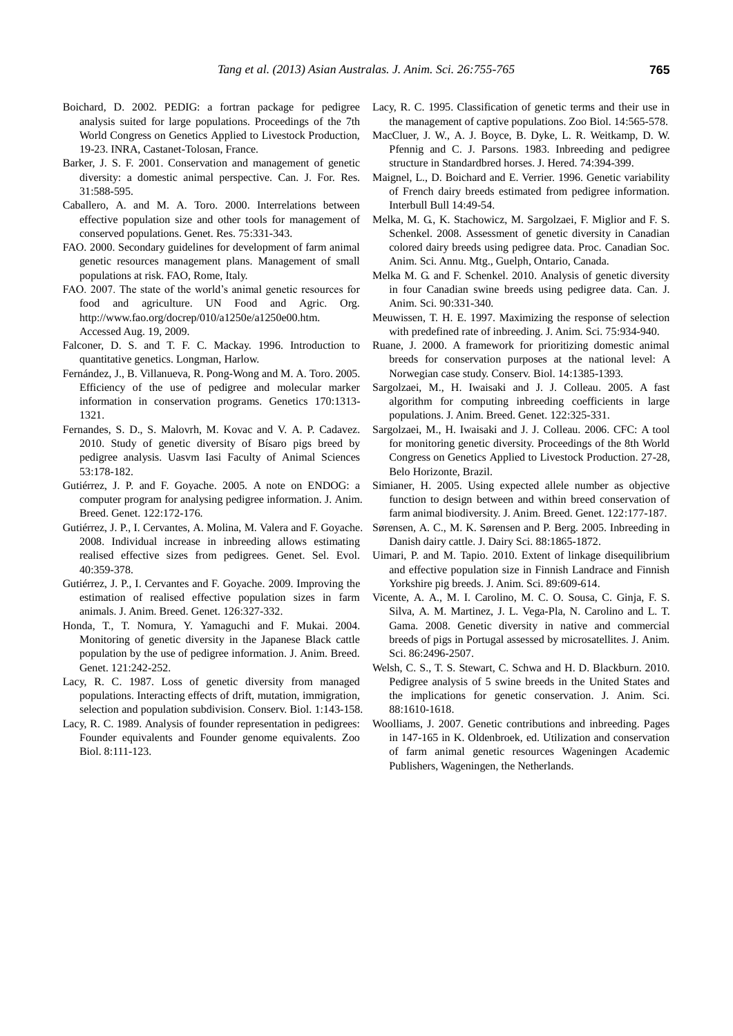Boichard, D. 2002. PEDIG: a fortran package for pedigree analysis suited for large populations. Proceedings of the 7th World Congress on Genetics Applied to Livestock Production, 19-23. INRA, Castanet-Tolosan, France.

Barker, J. S. F. 2001. Conservation and management of genetic diversity: a domestic animal perspective. Can. J. For. Res. 31:588-595.

Caballero, A. and M. A. Toro. 2000. Interrelations between effective population size and other tools for management of conserved populations. Genet. Res. 75:331-343.

FAO. 2000. Secondary guidelines for development of farm animal genetic resources management plans. Management of small populations at risk. FAO, Rome, Italy.

FAO. 2007. The state of the world's animal genetic resources for food and agriculture. UN Food and Agric. Org. http://www.fao.org/docrep/010/a1250e/a1250e00.htm. Accessed Aug. 19, 2009.

Falconer, D. S. and T. F. C. Mackay. 1996. Introduction to quantitative genetics. Longman, Harlow.

Fernández, J., B. Villanueva, R. Pong-Wong and M. A. Toro. 2005. Efficiency of the use of pedigree and molecular marker information in conservation programs. Genetics 170:1313-1321.

Fernandes, S. D., S. Malovrh, M. Kovac and V. A. P. Cadavez. 2010. Study of genetic diversity of Bísaro pigs breed by pedigree analysis. Uasvm Iasi Faculty of Animal Sciences 53:178-182.

Gutiérrez, J. P. and F. Goyache. 2005. A note on ENDOG: a computer program for analysing pedigree information. J. Anim. Breed. Genet. 122:172-176.

Gutiérrez, J. P., I. Cervantes, A. Molina, M. Valera and F. Goyache. 2008. Individual increase in inbreeding allows estimating realised effective sizes from pedigrees. Genet. Sel. Evol. 40:359-378.

Gutiérrez, J. P., I. Cervantes and F. Goyache. 2009. Improving the estimation of realised effective population sizes in farm animals. J. Anim. Breed. Genet. 126:327-332.

Honda, T., T. Nomura, Y. Yamaguchi and F. Mukai. 2004. Monitoring of genetic diversity in the Japanese Black cattle population by the use of pedigree information. J. Anim. Breed. Genet. 121:242-252.

Lacy, R. C. 1987. Loss of genetic diversity from managed populations. Interacting effects of drift, mutation, immigration, selection and population subdivision. Conserv. Biol. 1:143-158.

Lacy, R. C. 1989. Analysis of founder representation in pedigrees: Founder equivalents and Founder genome equivalents. Zoo Biol. 8:111-123.

Lacy, R. C. 1995. Classification of genetic terms and their use in the management of captive populations. Zoo Biol. 14:565-578.

MacCluer, J. W., A. J. Boyce, B. Dyke, L. R. Weitkamp, D. W. Pfennig and C. J. Parsons. 1983. Inbreeding and pedigree structure in Standardbred horses. J. Hered. 74:394-399.

Maignel, L., D. Boichard and E. Verrier. 1996. Genetic variability of French dairy breeds estimated from pedigree information. Interbull Bull 14:49-54.

Melka, M. G., K. Stachowicz, M. Sargolzaei, F. Miglior and F. S. Schenkel. 2008. Assessment of genetic diversity in Canadian colored dairy breeds using pedigree data. Proc. Canadian Soc. Anim. Sci. Annu. Mtg., Guelph, Ontario, Canada.

Melka M. G. and F. Schenkel. 2010. Analysis of genetic diversity in four Canadian swine breeds using pedigree data. Can. J. Anim. Sci. 90:331-340.

Meuwissen, T. H. E. 1997. Maximizing the response of selection with predefined rate of inbreeding. J. Anim. Sci. 75:934-940.

Ruane, J. 2000. A framework for prioritizing domestic animal breeds for conservation purposes at the national level: A Norwegian case study. Conserv. Biol. 14:1385-1393.

Sargolzaei, M., H. Iwaisaki and J. J. Colleau. 2005. A fast algorithm for computing inbreeding coefficients in large populations. J. Anim. Breed. Genet. 122:325-331.

Sargolzaei, M., H. Iwaisaki and J. J. Colleau. 2006. CFC: A tool for monitoring genetic diversity. Proceedings of the 8th World Congress on Genetics Applied to Livestock Production. 27-28, Belo Horizonte, Brazil.

Simianer, H. 2005. Using expected allele number as objective function to design between and within breed conservation of farm animal biodiversity. J. Anim. Breed. Genet. 122:177-187.

Sørensen, A. C., M. K. Sørensen and P. Berg. 2005. Inbreeding in Danish dairy cattle. J. Dairy Sci. 88:1865-1872.

Uimari, P. and M. Tapio. 2010. Extent of linkage disequilibrium and effective population size in Finnish Landrace and Finnish Yorkshire pig breeds. J. Anim. Sci. 89:609-614.

Vicente, A. A., M. I. Carolino, M. C. O. Sousa, C. Ginja, F. S. Silva, A. M. Martinez, J. L. Vega-Pla, N. Carolino and L. T. Gama. 2008. Genetic diversity in native and commercial breeds of pigs in Portugal assessed by microsatellites. J. Anim. Sci. 86:2496-2507.

Welsh, C. S., T. S. Stewart, C. Schwa and H. D. Blackburn. 2010. Pedigree analysis of 5 swine breeds in the United States and the implications for genetic conservation. J. Anim. Sci. 88:1610-1618.

Woolliams, J. 2007. Genetic contributions and inbreeding. Pages in 147-165 in K. Oldenbroek, ed. Utilization and conservation of farm animal genetic resources Wageningen Academic Publishers, Wageningen, the Netherlands.